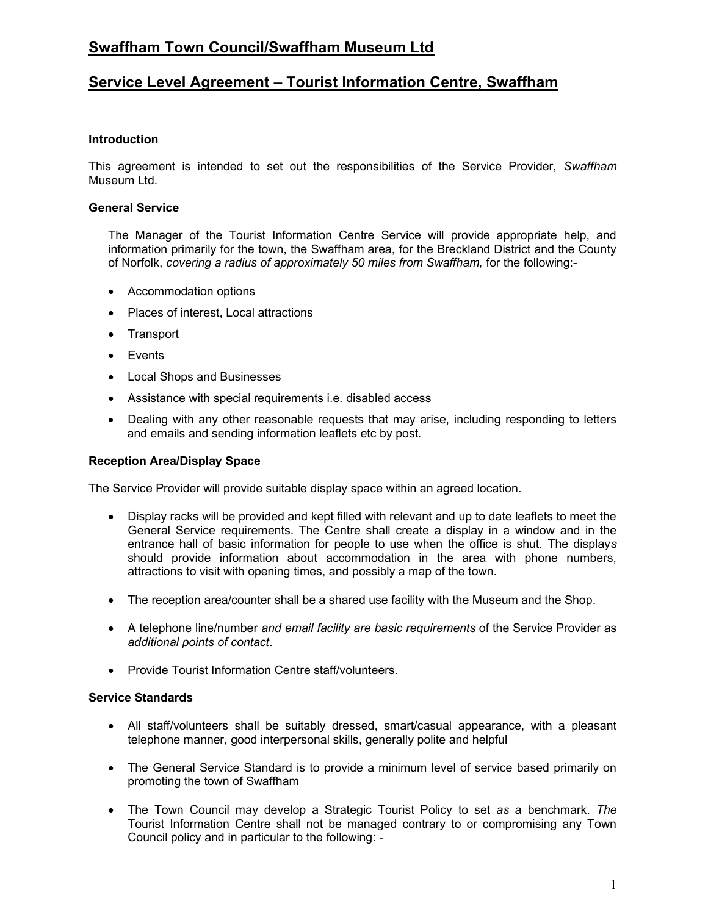# Swaffham Town Council/Swaffham Museum Ltd

## Service Level Agreement – Tourist Information Centre, Swaffham

### Introduction

This agreement is intended to set out the responsibilities of the Service Provider, *Swaffham* Museum Ltd.

### General Service

The Manager of the Tourist Information Centre Service will provide appropriate help, and information primarily for the town, the Swaffham area, for the Breckland District and the County of Norfolk, *covering a radius of approximately 50 miles from Swaffham,* for the following:-

- Accommodation options
- Places of interest, Local attractions
- Transport
- Events
- Local Shops and Businesses
- Assistance with special requirements i.e. disabled access
- Dealing with any other reasonable requests that may arise, including responding to letters and emails and sending information leaflets etc by post.

### Reception Area/Display Space

The Service Provider will provide suitable display space within an agreed location.

- Display racks will be provided and kept filled with relevant and up to date leaflets to meet the General Service requirements. The Centre shall create a display in a window and in the entrance hall of basic information for people to use when the office is shut. The display*s* should provide information about accommodation in the area with phone numbers, attractions to visit with opening times, and possibly a map of the town.
- The reception area/counter shall be a shared use facility with the Museum and the Shop.
- A telephone line/number *and email facility are basic requirements* of the Service Provider as *additional points of contact*.
- Provide Tourist Information Centre staff/volunteers.

### Service Standards

- All staff/volunteers shall be suitably dressed, smart/casual appearance, with a pleasant telephone manner, good interpersonal skills, generally polite and helpful
- The General Service Standard is to provide a minimum level of service based primarily on promoting the town of Swaffham
- The Town Council may develop a Strategic Tourist Policy to set *as* a benchmark. *The* Tourist Information Centre shall not be managed contrary to or compromising any Town Council policy and in particular to the following: -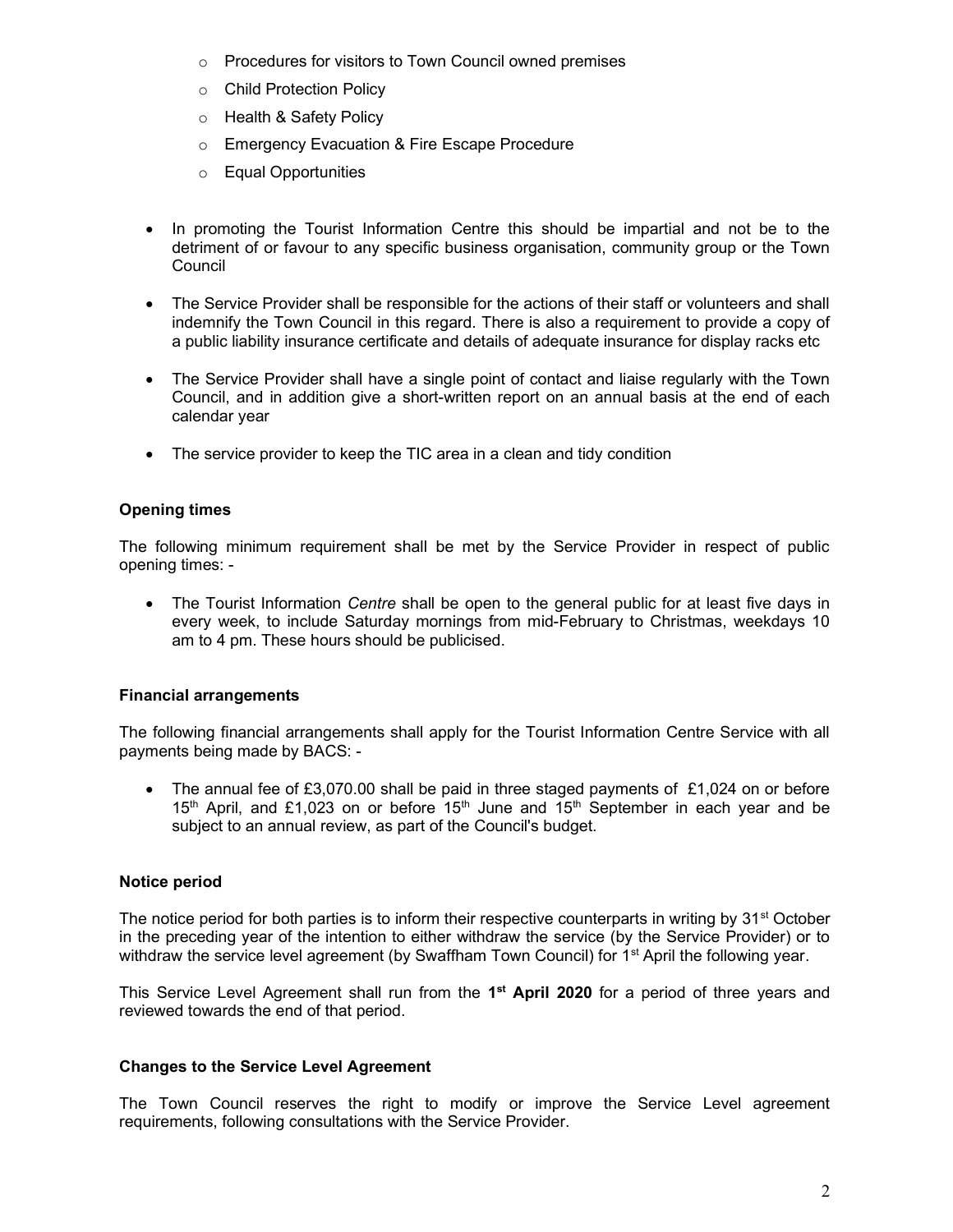- Procedures for visitors to Town Council owned premises
  - Child Protection Policy
  - Health & Safety Policy
  - Emergency Evacuation & Fire Escape Procedure
  - Equal Opportunities

- In promoting the Tourist Information Centre this should be impartial and not be to the detriment of or favour to any specific business organisation, community group or the Town Council

- The Service Provider shall be responsible for the actions of their staff or volunteers and shall indemnify the Town Council in this regard. There is also a requirement to provide a copy of a public liability insurance certificate and details of adequate insurance for display racks etc

- The Service Provider shall have a single point of contact and liaise regularly with the Town Council, and in addition give a short-written report on an annual basis at the end of each calendar year

- The service provider to keep the TIC area in a clean and tidy condition

**Opening times**

The following minimum requirement shall be met by the Service Provider in respect of public opening times: -

- The Tourist Information *Centre* shall be open to the general public for at least five days in every week, to include Saturday mornings from mid-February to Christmas, weekdays 10 am to 4 pm. These hours should be publicised.

**Financial arrangements**

The following financial arrangements shall apply for the Tourist Information Centre Service with all payments being made by BACS: -

- The annual fee of £3,070.00 shall be paid in three staged payments of £1,024 on or before 15th April, and £1,023 on or before 15th June and 15th September in each year and be subject to an annual review, as part of the Council's budget.

**Notice period**

The notice period for both parties is to inform their respective counterparts in writing by 31st October in the preceding year of the intention to either withdraw the service (by the Service Provider) or to withdraw the service level agreement (by Swaffham Town Council) for 1st April the following year.

This Service Level Agreement shall run from the **1st April 2020** for a period of three years and reviewed towards the end of that period.

**Changes to the Service Level Agreement**

The Town Council reserves the right to modify or improve the Service Level agreement requirements, following consultations with the Service Provider.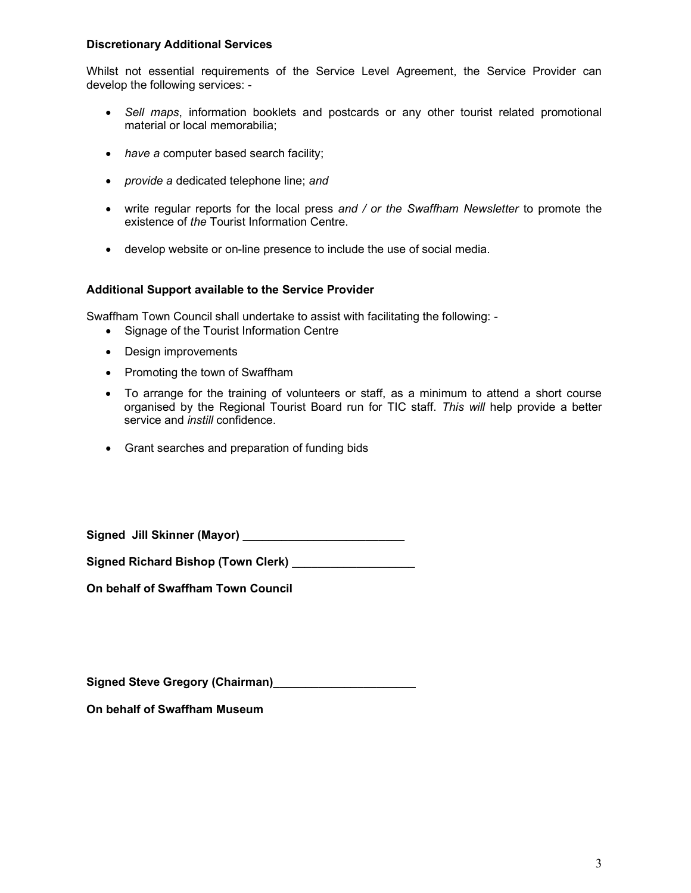**Discretionary Additional Services**

Whilst not essential requirements of the Service Level Agreement, the Service Provider can develop the following services: -

- *Sell maps*, information booklets and postcards or any other tourist related promotional material or local memorabilia;
- *have a* computer based search facility;
- *provide a* dedicated telephone line; *and*
- write regular reports for the local press *and / or the Swaffham Newsletter* to promote the existence of *the* Tourist Information Centre.
- develop website or on-line presence to include the use of social media.

**Additional Support available to the Service Provider**

Swaffham Town Council shall undertake to assist with facilitating the following: -

- Signage of the Tourist Information Centre
- Design improvements
- Promoting the town of Swaffham
- To arrange for the training of volunteers or staff, as a minimum to attend a short course organised by the Regional Tourist Board run for TIC staff. *This will* help provide a better service and *instill* confidence.
- Grant searches and preparation of funding bids

**Signed Jill Skinner (Mayor) \_\_\_\_\_\_\_\_\_\_\_\_\_\_\_\_\_\_\_\_\_\_\_\_\_**

**Signed Richard Bishop (Town Clerk) \_\_\_\_\_\_\_\_\_\_\_\_\_\_\_\_\_\_\_**

**On behalf of Swaffham Town Council**

**Signed Steve Gregory (Chairman)\_\_\_\_\_\_\_\_\_\_\_\_\_\_\_\_\_\_\_\_\_\_**

**On behalf of Swaffham Museum**